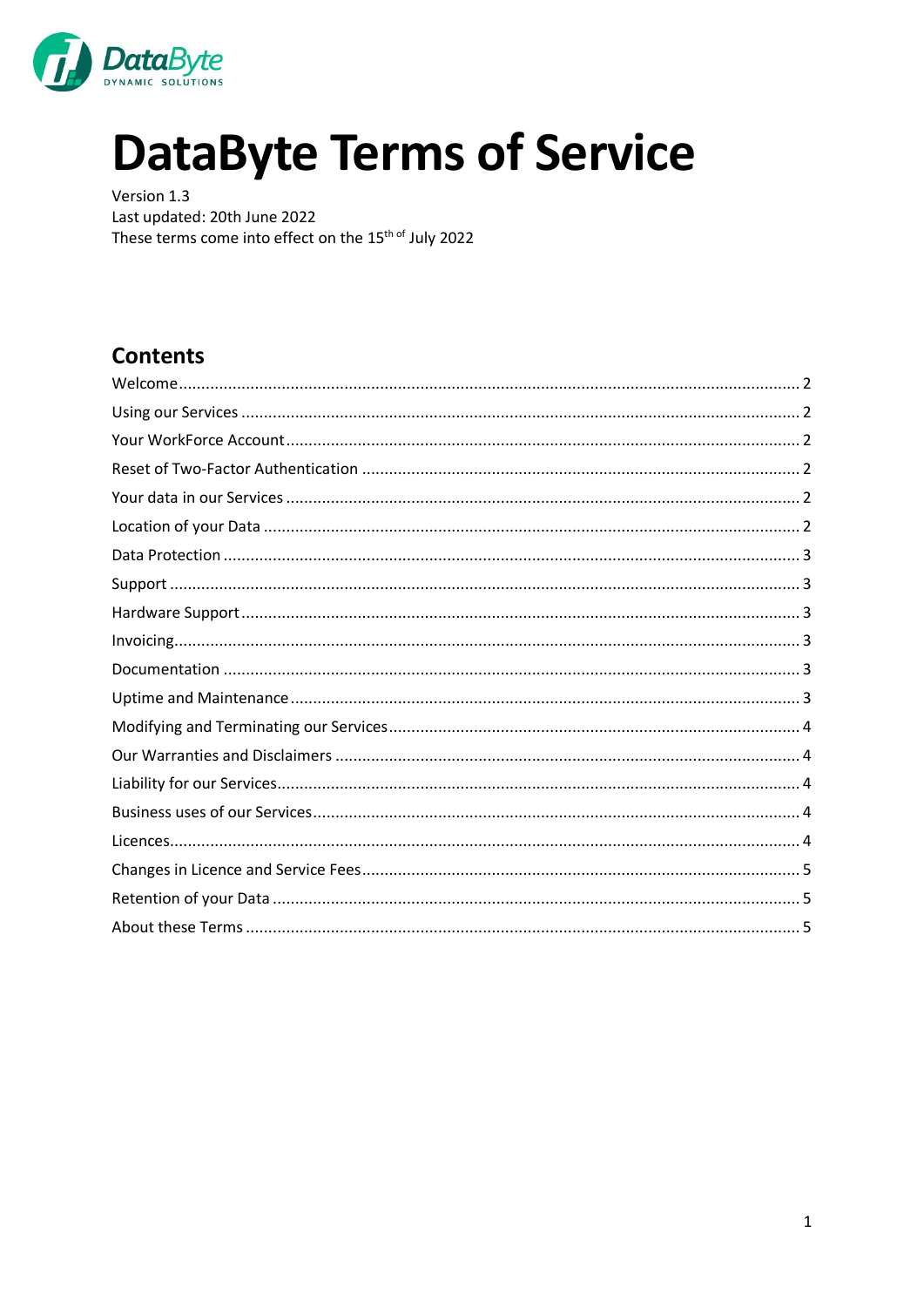# DataByte Terms of Service

Version 1.3
Last updated: 20th June 2022
These terms come into effect on the 15th of July 2022

## Contents

Welcome ........ 2
Using our Services ........ 2
Your WorkForce Account ........ 2
Reset of Two-Factor Authentication ........ 2
Your data in our Services ........ 2
Location of your Data ........ 2
Data Protection ........ 3
Support ........ 3
Hardware Support ........ 3
Invoicing ........ 3
Documentation ........ 3
Uptime and Maintenance ........ 3
Modifying and Terminating our Services ........ 4
Our Warranties and Disclaimers ........ 4
Liability for our Services ........ 4
Business uses of our Services ........ 4
Licences ........ 4
Changes in Licence and Service Fees ........ 5
Retention of your Data ........ 5
About these Terms ........ 5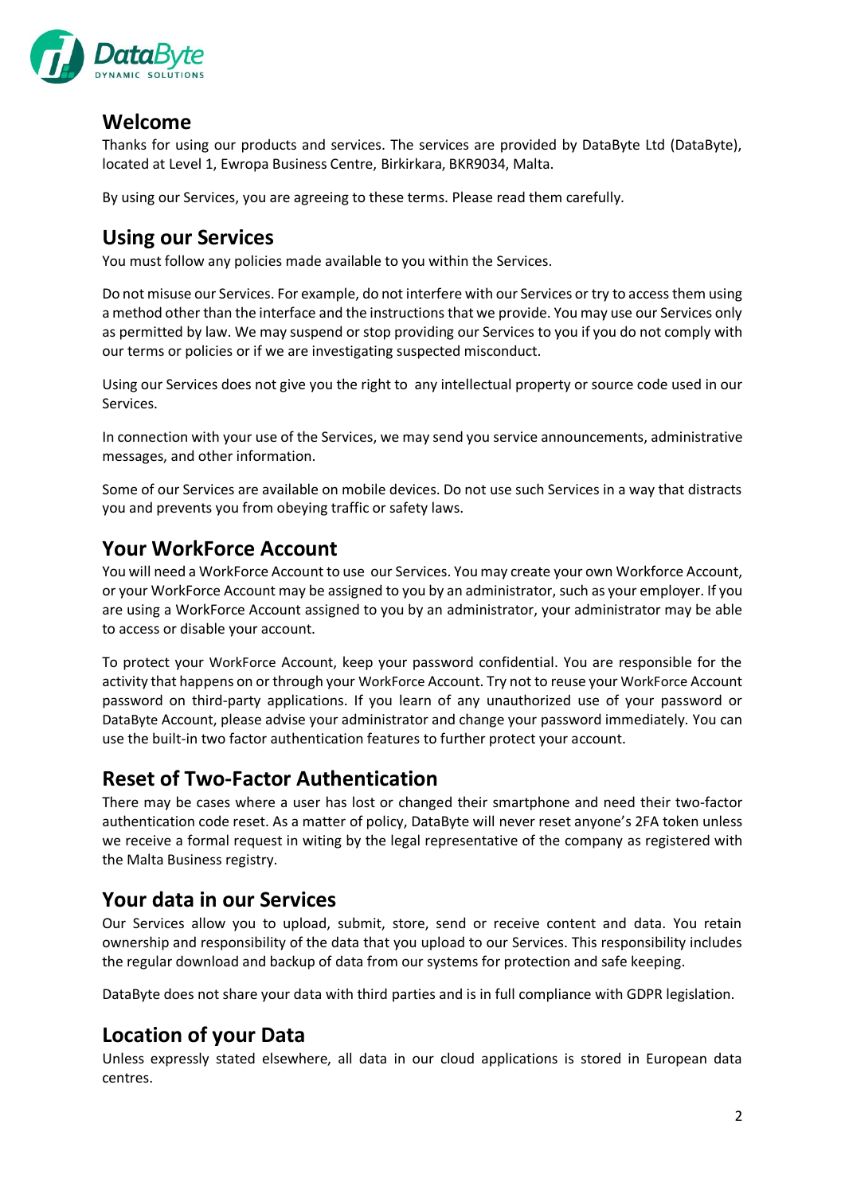## Welcome

Thanks for using our products and services. The services are provided by DataByte Ltd (DataByte), located at Level 1, Ewropa Business Centre, Birkirkara, BKR9034, Malta.

By using our Services, you are agreeing to these terms. Please read them carefully.

## Using our Services

You must follow any policies made available to you within the Services.

Do not misuse our Services. For example, do not interfere with our Services or try to access them using a method other than the interface and the instructions that we provide. You may use our Services only as permitted by law. We may suspend or stop providing our Services to you if you do not comply with our terms or policies or if we are investigating suspected misconduct.

Using our Services does not give you the right to any intellectual property or source code used in our Services.

In connection with your use of the Services, we may send you service announcements, administrative messages, and other information.

Some of our Services are available on mobile devices. Do not use such Services in a way that distracts you and prevents you from obeying traffic or safety laws.

## Your WorkForce Account

You will need a WorkForce Account to use our Services. You may create your own Workforce Account, or your WorkForce Account may be assigned to you by an administrator, such as your employer. If you are using a WorkForce Account assigned to you by an administrator, your administrator may be able to access or disable your account.

To protect your WorkForce Account, keep your password confidential. You are responsible for the activity that happens on or through your WorkForce Account. Try not to reuse your WorkForce Account password on third-party applications. If you learn of any unauthorized use of your password or DataByte Account, please advise your administrator and change your password immediately. You can use the built-in two factor authentication features to further protect your account.

## Reset of Two-Factor Authentication

There may be cases where a user has lost or changed their smartphone and need their two-factor authentication code reset. As a matter of policy, DataByte will never reset anyone's 2FA token unless we receive a formal request in witing by the legal representative of the company as registered with the Malta Business registry.

## Your data in our Services

Our Services allow you to upload, submit, store, send or receive content and data. You retain ownership and responsibility of the data that you upload to our Services. This responsibility includes the regular download and backup of data from our systems for protection and safe keeping.

DataByte does not share your data with third parties and is in full compliance with GDPR legislation.

## Location of your Data

Unless expressly stated elsewhere, all data in our cloud applications is stored in European data centres.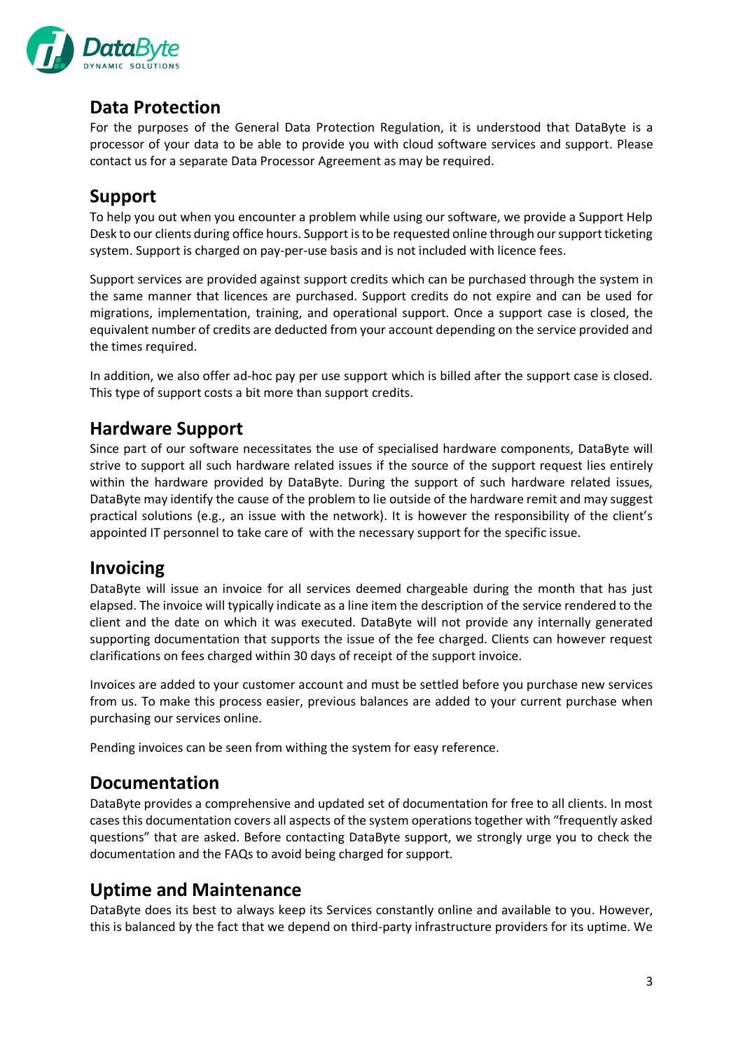## Data Protection

For the purposes of the General Data Protection Regulation, it is understood that DataByte is a processor of your data to be able to provide you with cloud software services and support. Please contact us for a separate Data Processor Agreement as may be required.

## Support

To help you out when you encounter a problem while using our software, we provide a Support Help Desk to our clients during office hours. Support is to be requested online through our support ticketing system. Support is charged on pay-per-use basis and is not included with licence fees.

Support services are provided against support credits which can be purchased through the system in the same manner that licences are purchased. Support credits do not expire and can be used for migrations, implementation, training, and operational support. Once a support case is closed, the equivalent number of credits are deducted from your account depending on the service provided and the times required.

In addition, we also offer ad-hoc pay per use support which is billed after the support case is closed. This type of support costs a bit more than support credits.

## Hardware Support

Since part of our software necessitates the use of specialised hardware components, DataByte will strive to support all such hardware related issues if the source of the support request lies entirely within the hardware provided by DataByte. During the support of such hardware related issues, DataByte may identify the cause of the problem to lie outside of the hardware remit and may suggest practical solutions (e.g., an issue with the network). It is however the responsibility of the client's appointed IT personnel to take care of with the necessary support for the specific issue.

## Invoicing

DataByte will issue an invoice for all services deemed chargeable during the month that has just elapsed. The invoice will typically indicate as a line item the description of the service rendered to the client and the date on which it was executed. DataByte will not provide any internally generated supporting documentation that supports the issue of the fee charged. Clients can however request clarifications on fees charged within 30 days of receipt of the support invoice.

Invoices are added to your customer account and must be settled before you purchase new services from us. To make this process easier, previous balances are added to your current purchase when purchasing our services online.

Pending invoices can be seen from withing the system for easy reference.

## Documentation

DataByte provides a comprehensive and updated set of documentation for free to all clients. In most cases this documentation covers all aspects of the system operations together with "frequently asked questions" that are asked. Before contacting DataByte support, we strongly urge you to check the documentation and the FAQs to avoid being charged for support.

## Uptime and Maintenance

DataByte does its best to always keep its Services constantly online and available to you. However, this is balanced by the fact that we depend on third-party infrastructure providers for its uptime. We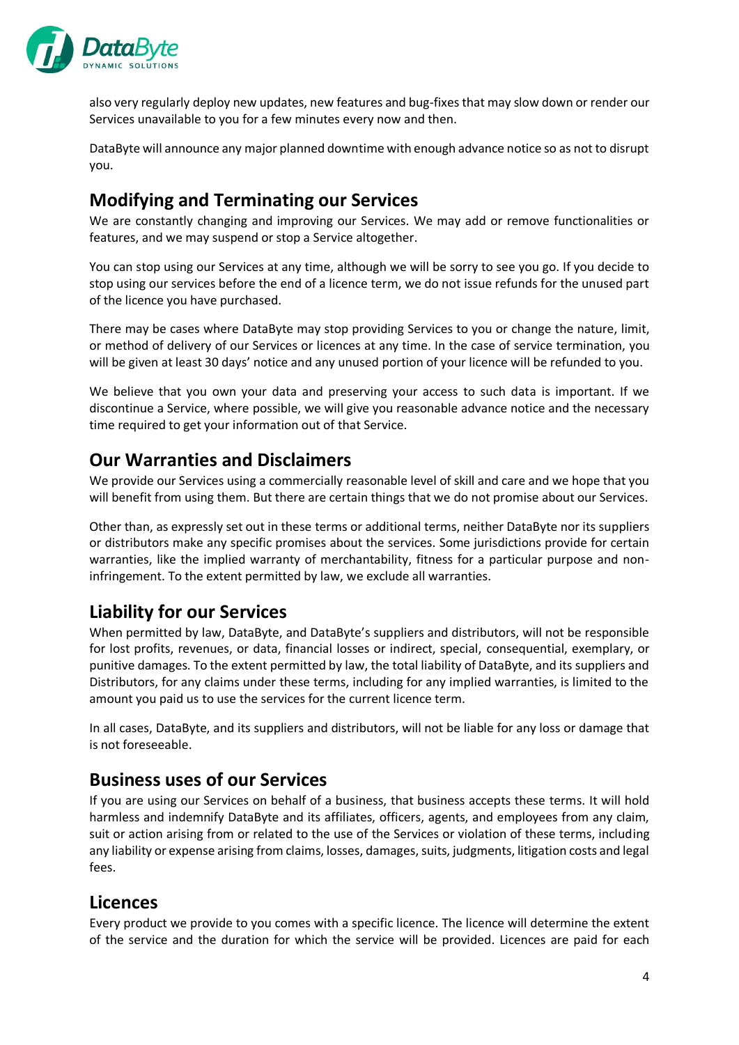also very regularly deploy new updates, new features and bug-fixes that may slow down or render our Services unavailable to you for a few minutes every now and then.

DataByte will announce any major planned downtime with enough advance notice so as not to disrupt you.

## Modifying and Terminating our Services

We are constantly changing and improving our Services. We may add or remove functionalities or features, and we may suspend or stop a Service altogether.

You can stop using our Services at any time, although we will be sorry to see you go. If you decide to stop using our services before the end of a licence term, we do not issue refunds for the unused part of the licence you have purchased.

There may be cases where DataByte may stop providing Services to you or change the nature, limit, or method of delivery of our Services or licences at any time. In the case of service termination, you will be given at least 30 days' notice and any unused portion of your licence will be refunded to you.

We believe that you own your data and preserving your access to such data is important. If we discontinue a Service, where possible, we will give you reasonable advance notice and the necessary time required to get your information out of that Service.

## Our Warranties and Disclaimers

We provide our Services using a commercially reasonable level of skill and care and we hope that you will benefit from using them. But there are certain things that we do not promise about our Services.

Other than, as expressly set out in these terms or additional terms, neither DataByte nor its suppliers or distributors make any specific promises about the services. Some jurisdictions provide for certain warranties, like the implied warranty of merchantability, fitness for a particular purpose and non-infringement. To the extent permitted by law, we exclude all warranties.

## Liability for our Services

When permitted by law, DataByte, and DataByte's suppliers and distributors, will not be responsible for lost profits, revenues, or data, financial losses or indirect, special, consequential, exemplary, or punitive damages. To the extent permitted by law, the total liability of DataByte, and its suppliers and Distributors, for any claims under these terms, including for any implied warranties, is limited to the amount you paid us to use the services for the current licence term.

In all cases, DataByte, and its suppliers and distributors, will not be liable for any loss or damage that is not foreseeable.

## Business uses of our Services

If you are using our Services on behalf of a business, that business accepts these terms. It will hold harmless and indemnify DataByte and its affiliates, officers, agents, and employees from any claim, suit or action arising from or related to the use of the Services or violation of these terms, including any liability or expense arising from claims, losses, damages, suits, judgments, litigation costs and legal fees.

## Licences

Every product we provide to you comes with a specific licence. The licence will determine the extent of the service and the duration for which the service will be provided. Licences are paid for each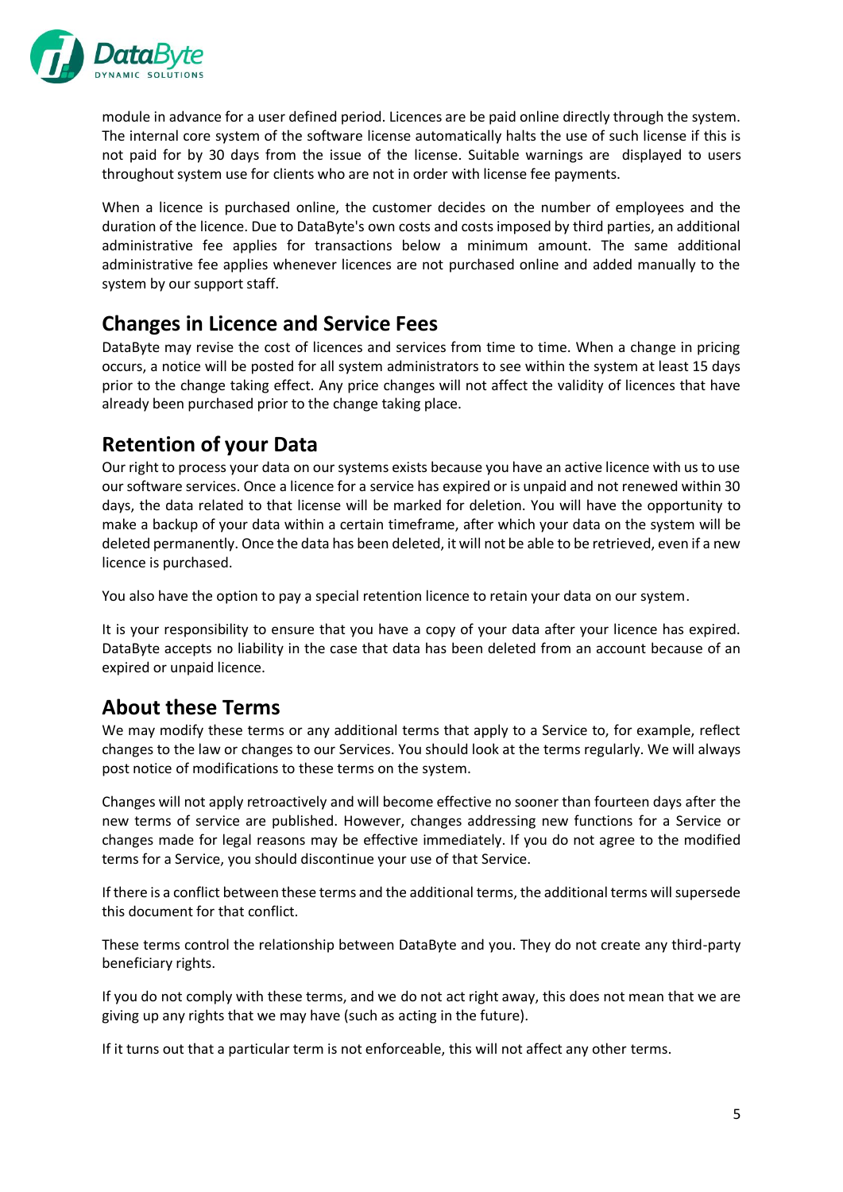module in advance for a user defined period. Licences are be paid online directly through the system. The internal core system of the software license automatically halts the use of such license if this is not paid for by 30 days from the issue of the license. Suitable warnings are displayed to users throughout system use for clients who are not in order with license fee payments.

When a licence is purchased online, the customer decides on the number of employees and the duration of the licence. Due to DataByte's own costs and costs imposed by third parties, an additional administrative fee applies for transactions below a minimum amount. The same additional administrative fee applies whenever licences are not purchased online and added manually to the system by our support staff.

## Changes in Licence and Service Fees

DataByte may revise the cost of licences and services from time to time. When a change in pricing occurs, a notice will be posted for all system administrators to see within the system at least 15 days prior to the change taking effect. Any price changes will not affect the validity of licences that have already been purchased prior to the change taking place.

## Retention of your Data

Our right to process your data on our systems exists because you have an active licence with us to use our software services. Once a licence for a service has expired or is unpaid and not renewed within 30 days, the data related to that license will be marked for deletion. You will have the opportunity to make a backup of your data within a certain timeframe, after which your data on the system will be deleted permanently. Once the data has been deleted, it will not be able to be retrieved, even if a new licence is purchased.

You also have the option to pay a special retention licence to retain your data on our system.

It is your responsibility to ensure that you have a copy of your data after your licence has expired. DataByte accepts no liability in the case that data has been deleted from an account because of an expired or unpaid licence.

## About these Terms

We may modify these terms or any additional terms that apply to a Service to, for example, reflect changes to the law or changes to our Services. You should look at the terms regularly. We will always post notice of modifications to these terms on the system.

Changes will not apply retroactively and will become effective no sooner than fourteen days after the new terms of service are published. However, changes addressing new functions for a Service or changes made for legal reasons may be effective immediately. If you do not agree to the modified terms for a Service, you should discontinue your use of that Service.

If there is a conflict between these terms and the additional terms, the additional terms will supersede this document for that conflict.

These terms control the relationship between DataByte and you. They do not create any third-party beneficiary rights.

If you do not comply with these terms, and we do not act right away, this does not mean that we are giving up any rights that we may have (such as acting in the future).

If it turns out that a particular term is not enforceable, this will not affect any other terms.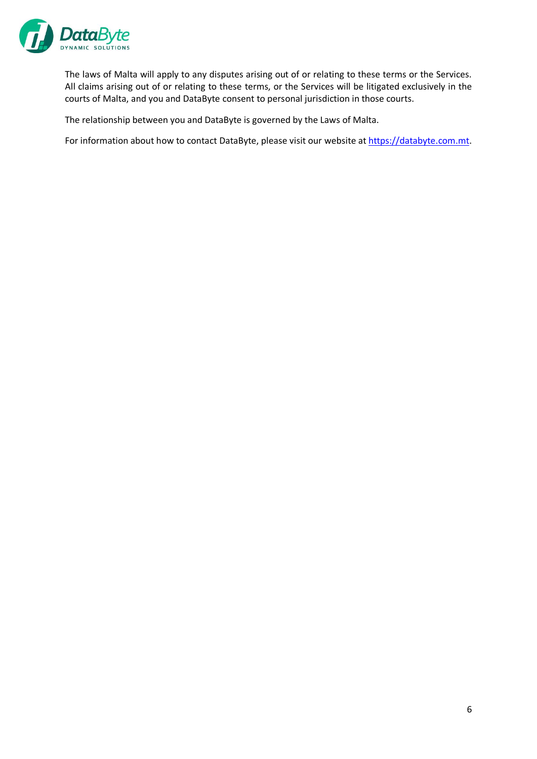The laws of Malta will apply to any disputes arising out of or relating to these terms or the Services. All claims arising out of or relating to these terms, or the Services will be litigated exclusively in the courts of Malta, and you and DataByte consent to personal jurisdiction in those courts.

The relationship between you and DataByte is governed by the Laws of Malta.

For information about how to contact DataByte, please visit our website at [https://databyte.com.mt](https://databyte.com.mt).